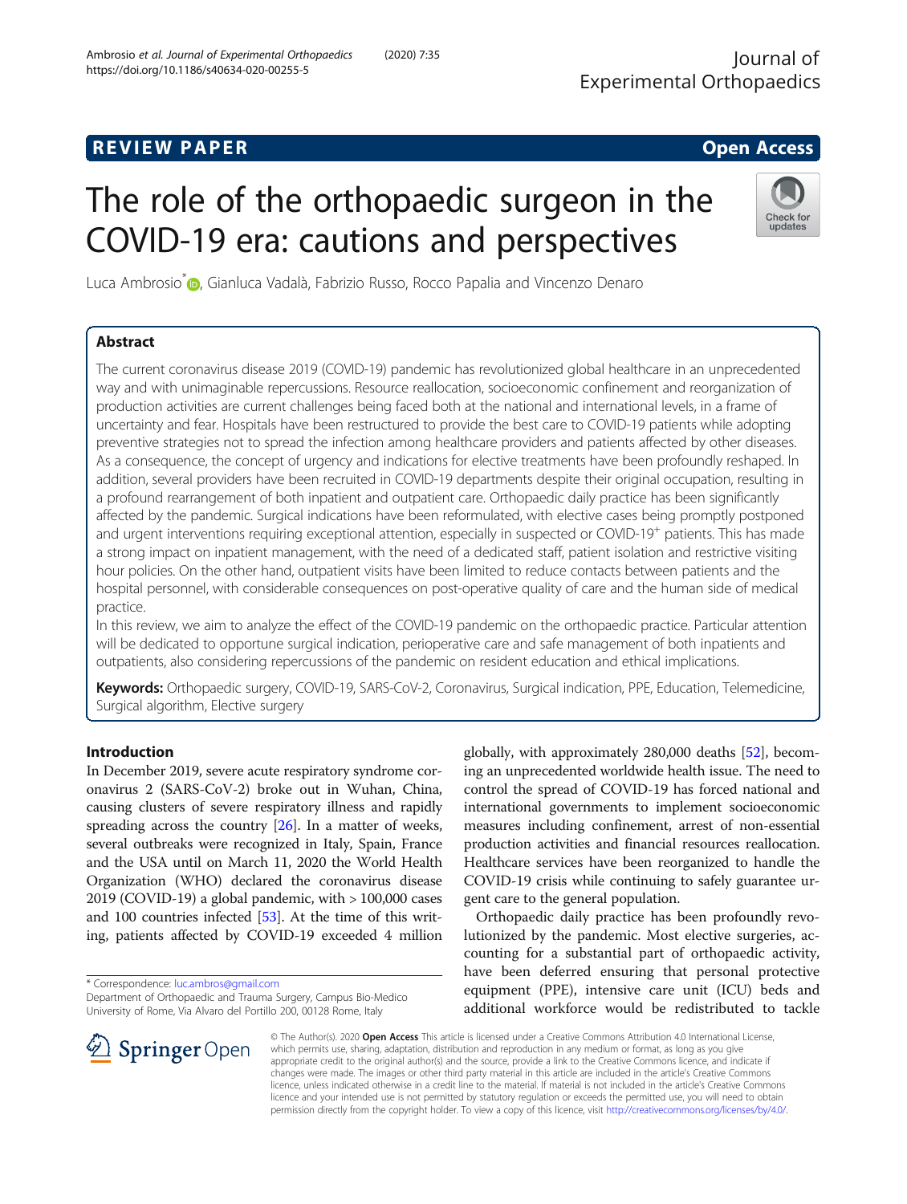REVIEW PAPER

Open Access

# The role of the orthopaedic surgeon in the COVID-19 era: cautions and perspectives

Luca Ambrosio*, Gianluca Vadalà, Fabrizio Russo, Rocco Papalia and Vincenzo Denaro

## Abstract

The current coronavirus disease 2019 (COVID-19) pandemic has revolutionized global healthcare in an unprecedented way and with unimaginable repercussions. Resource reallocation, socioeconomic confinement and reorganization of production activities are current challenges being faced both at the national and international levels, in a frame of uncertainty and fear. Hospitals have been restructured to provide the best care to COVID-19 patients while adopting preventive strategies not to spread the infection among healthcare providers and patients affected by other diseases. As a consequence, the concept of urgency and indications for elective treatments have been profoundly reshaped. In addition, several providers have been recruited in COVID-19 departments despite their original occupation, resulting in a profound rearrangement of both inpatient and outpatient care. Orthopaedic daily practice has been significantly affected by the pandemic. Surgical indications have been reformulated, with elective cases being promptly postponed and urgent interventions requiring exceptional attention, especially in suspected or COVID-19$^+$ patients. This has made a strong impact on inpatient management, with the need of a dedicated staff, patient isolation and restrictive visiting hour policies. On the other hand, outpatient visits have been limited to reduce contacts between patients and the hospital personnel, with considerable consequences on post-operative quality of care and the human side of medical practice.

In this review, we aim to analyze the effect of the COVID-19 pandemic on the orthopaedic practice. Particular attention will be dedicated to opportune surgical indication, perioperative care and safe management of both inpatients and outpatients, also considering repercussions of the pandemic on resident education and ethical implications.

**Keywords:** Orthopaedic surgery, COVID-19, SARS-CoV-2, Coronavirus, Surgical indication, PPE, Education, Telemedicine, Surgical algorithm, Elective surgery

## Introduction

In December 2019, severe acute respiratory syndrome coronavirus 2 (SARS-CoV-2) broke out in Wuhan, China, causing clusters of severe respiratory illness and rapidly spreading across the country [26]. In a matter of weeks, several outbreaks were recognized in Italy, Spain, France and the USA until on March 11, 2020 the World Health Organization (WHO) declared the coronavirus disease 2019 (COVID-19) a global pandemic, with > 100,000 cases and 100 countries infected [53]. At the time of this writing, patients affected by COVID-19 exceeded 4 million globally, with approximately 280,000 deaths [52], becoming an unprecedented worldwide health issue. The need to control the spread of COVID-19 has forced national and international governments to implement socioeconomic measures including confinement, arrest of non-essential production activities and financial resources reallocation. Healthcare services have been reorganized to handle the COVID-19 crisis while continuing to safely guarantee urgent care to the general population.

Orthopaedic daily practice has been profoundly revolutionized by the pandemic. Most elective surgeries, accounting for a substantial part of orthopaedic activity, have been deferred ensuring that personal protective equipment (PPE), intensive care unit (ICU) beds and additional workforce would be redistributed to tackle

* Correspondence: luc.ambros@gmail.com
Department of Orthopaedic and Trauma Surgery, Campus Bio-Medico University of Rome, Via Alvaro del Portillo 200, 00128 Rome, Italy

© The Author(s). 2020 **Open Access** This article is licensed under a Creative Commons Attribution 4.0 International License, which permits use, sharing, adaptation, distribution and reproduction in any medium or format, as long as you give appropriate credit to the original author(s) and the source, provide a link to the Creative Commons licence, and indicate if changes were made. The images or other third party material in this article are included in the article's Creative Commons licence, unless indicated otherwise in a credit line to the material. If material is not included in the article's Creative Commons licence and your intended use is not permitted by statutory regulation or exceeds the permitted use, you will need to obtain permission directly from the copyright holder. To view a copy of this licence, visit http://creativecommons.org/licenses/by/4.0/.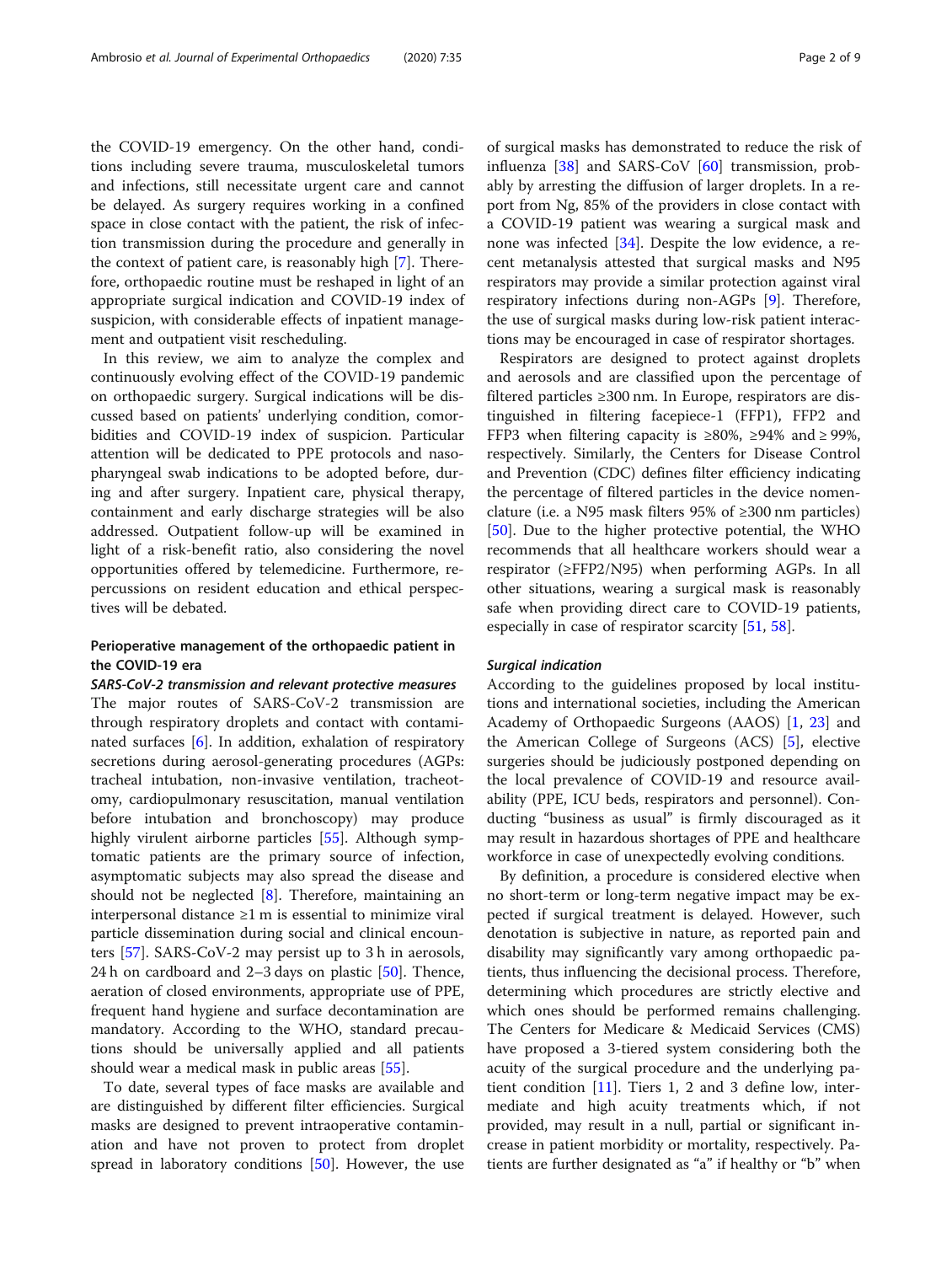the COVID-19 emergency. On the other hand, conditions including severe trauma, musculoskeletal tumors and infections, still necessitate urgent care and cannot be delayed. As surgery requires working in a confined space in close contact with the patient, the risk of infection transmission during the procedure and generally in the context of patient care, is reasonably high [7]. Therefore, orthopaedic routine must be reshaped in light of an appropriate surgical indication and COVID-19 index of suspicion, with considerable effects of inpatient management and outpatient visit rescheduling.

In this review, we aim to analyze the complex and continuously evolving effect of the COVID-19 pandemic on orthopaedic surgery. Surgical indications will be discussed based on patients' underlying condition, comorbidities and COVID-19 index of suspicion. Particular attention will be dedicated to PPE protocols and nasopharyngeal swab indications to be adopted before, during and after surgery. Inpatient care, physical therapy, containment and early discharge strategies will be also addressed. Outpatient follow-up will be examined in light of a risk-benefit ratio, also considering the novel opportunities offered by telemedicine. Furthermore, repercussions on resident education and ethical perspectives will be debated.

## Perioperative management of the orthopaedic patient in the COVID-19 era

### *SARS-CoV-2 transmission and relevant protective measures*

The major routes of SARS-CoV-2 transmission are through respiratory droplets and contact with contaminated surfaces [6]. In addition, exhalation of respiratory secretions during aerosol-generating procedures (AGPs: tracheal intubation, non-invasive ventilation, tracheotomy, cardiopulmonary resuscitation, manual ventilation before intubation and bronchoscopy) may produce highly virulent airborne particles [55]. Although symptomatic patients are the primary source of infection, asymptomatic subjects may also spread the disease and should not be neglected [8]. Therefore, maintaining an interpersonal distance ≥1 m is essential to minimize viral particle dissemination during social and clinical encounters [57]. SARS-CoV-2 may persist up to 3 h in aerosols, 24 h on cardboard and 2–3 days on plastic [50]. Thence, aeration of closed environments, appropriate use of PPE, frequent hand hygiene and surface decontamination are mandatory. According to the WHO, standard precautions should be universally applied and all patients should wear a medical mask in public areas [55].

To date, several types of face masks are available and are distinguished by different filter efficiencies. Surgical masks are designed to prevent intraoperative contamination and have not proven to protect from droplet spread in laboratory conditions [50]. However, the use of surgical masks has demonstrated to reduce the risk of influenza [38] and SARS-CoV [60] transmission, probably by arresting the diffusion of larger droplets. In a report from Ng, 85% of the providers in close contact with a COVID-19 patient was wearing a surgical mask and none was infected [34]. Despite the low evidence, a recent metanalysis attested that surgical masks and N95 respirators may provide a similar protection against viral respiratory infections during non-AGPs [9]. Therefore, the use of surgical masks during low-risk patient interactions may be encouraged in case of respirator shortages.

Respirators are designed to protect against droplets and aerosols and are classified upon the percentage of filtered particles ≥300 nm. In Europe, respirators are distinguished in filtering facepiece-1 (FFP1), FFP2 and FFP3 when filtering capacity is ≥80%, ≥94% and ≥ 99%, respectively. Similarly, the Centers for Disease Control and Prevention (CDC) defines filter efficiency indicating the percentage of filtered particles in the device nomenclature (i.e. a N95 mask filters 95% of ≥300 nm particles) [50]. Due to the higher protective potential, the WHO recommends that all healthcare workers should wear a respirator (≥FFP2/N95) when performing AGPs. In all other situations, wearing a surgical mask is reasonably safe when providing direct care to COVID-19 patients, especially in case of respirator scarcity [51, 58].

### *Surgical indication*

According to the guidelines proposed by local institutions and international societies, including the American Academy of Orthopaedic Surgeons (AAOS) [1, 23] and the American College of Surgeons (ACS) [5], elective surgeries should be judiciously postponed depending on the local prevalence of COVID-19 and resource availability (PPE, ICU beds, respirators and personnel). Conducting "business as usual" is firmly discouraged as it may result in hazardous shortages of PPE and healthcare workforce in case of unexpectedly evolving conditions.

By definition, a procedure is considered elective when no short-term or long-term negative impact may be expected if surgical treatment is delayed. However, such denotation is subjective in nature, as reported pain and disability may significantly vary among orthopaedic patients, thus influencing the decisional process. Therefore, determining which procedures are strictly elective and which ones should be performed remains challenging. The Centers for Medicare & Medicaid Services (CMS) have proposed a 3-tiered system considering both the acuity of the surgical procedure and the underlying patient condition [11]. Tiers 1, 2 and 3 define low, intermediate and high acuity treatments which, if not provided, may result in a null, partial or significant increase in patient morbidity or mortality, respectively. Patients are further designated as "a" if healthy or "b" when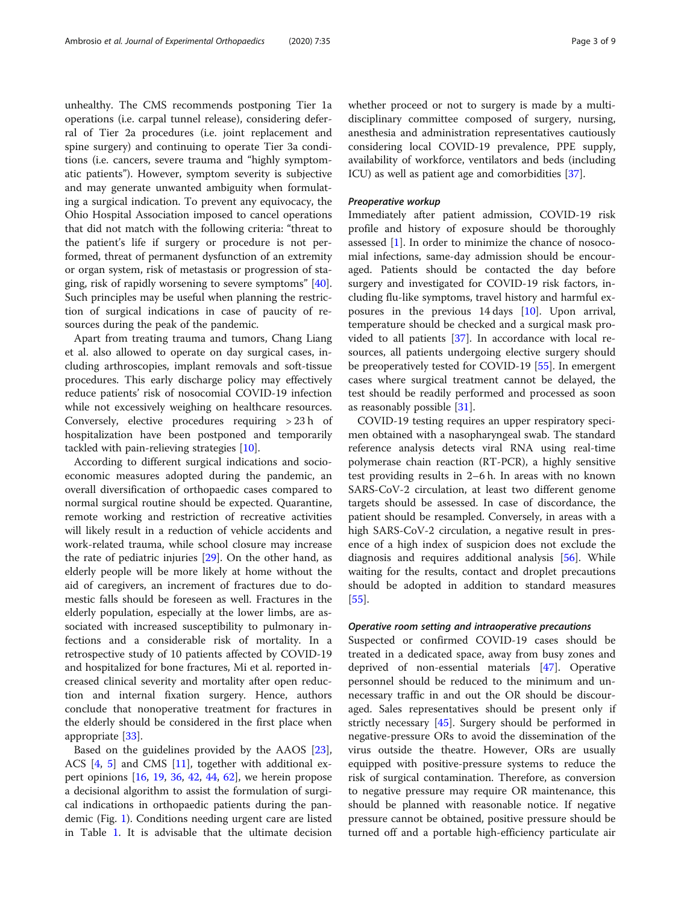unhealthy. The CMS recommends postponing Tier 1a operations (i.e. carpal tunnel release), considering deferral of Tier 2a procedures (i.e. joint replacement and spine surgery) and continuing to operate Tier 3a conditions (i.e. cancers, severe trauma and "highly symptomatic patients"). However, symptom severity is subjective and may generate unwanted ambiguity when formulating a surgical indication. To prevent any equivocacy, the Ohio Hospital Association imposed to cancel operations that did not match with the following criteria: "threat to the patient's life if surgery or procedure is not performed, threat of permanent dysfunction of an extremity or organ system, risk of metastasis or progression of staging, risk of rapidly worsening to severe symptoms" [40]. Such principles may be useful when planning the restriction of surgical indications in case of paucity of resources during the peak of the pandemic.

Apart from treating trauma and tumors, Chang Liang et al. also allowed to operate on day surgical cases, including arthroscopies, implant removals and soft-tissue procedures. This early discharge policy may effectively reduce patients' risk of nosocomial COVID-19 infection while not excessively weighing on healthcare resources. Conversely, elective procedures requiring > 23 h of hospitalization have been postponed and temporarily tackled with pain-relieving strategies [10].

According to different surgical indications and socio-economic measures adopted during the pandemic, an overall diversification of orthopaedic cases compared to normal surgical routine should be expected. Quarantine, remote working and restriction of recreative activities will likely result in a reduction of vehicle accidents and work-related trauma, while school closure may increase the rate of pediatric injuries [29]. On the other hand, as elderly people will be more likely at home without the aid of caregivers, an increment of fractures due to domestic falls should be foreseen as well. Fractures in the elderly population, especially at the lower limbs, are associated with increased susceptibility to pulmonary infections and a considerable risk of mortality. In a retrospective study of 10 patients affected by COVID-19 and hospitalized for bone fractures, Mi et al. reported increased clinical severity and mortality after open reduction and internal fixation surgery. Hence, authors conclude that nonoperative treatment for fractures in the elderly should be considered in the first place when appropriate [33].

Based on the guidelines provided by the AAOS [23], ACS [4, 5] and CMS [11], together with additional expert opinions [16, 19, 36, 42, 44, 62], we herein propose a decisional algorithm to assist the formulation of surgical indications in orthopaedic patients during the pandemic (Fig. 1). Conditions needing urgent care are listed in Table 1. It is advisable that the ultimate decision whether proceed or not to surgery is made by a multidisciplinary committee composed of surgery, nursing, anesthesia and administration representatives cautiously considering local COVID-19 prevalence, PPE supply, availability of workforce, ventilators and beds (including ICU) as well as patient age and comorbidities [37].

### *Preoperative workup*

Immediately after patient admission, COVID-19 risk profile and history of exposure should be thoroughly assessed [1]. In order to minimize the chance of nosocomial infections, same-day admission should be encouraged. Patients should be contacted the day before surgery and investigated for COVID-19 risk factors, including flu-like symptoms, travel history and harmful exposures in the previous 14 days [10]. Upon arrival, temperature should be checked and a surgical mask provided to all patients [37]. In accordance with local resources, all patients undergoing elective surgery should be preoperatively tested for COVID-19 [55]. In emergent cases where surgical treatment cannot be delayed, the test should be readily performed and processed as soon as reasonably possible [31].

COVID-19 testing requires an upper respiratory specimen obtained with a nasopharyngeal swab. The standard reference analysis detects viral RNA using real-time polymerase chain reaction (RT-PCR), a highly sensitive test providing results in 2–6 h. In areas with no known SARS-CoV-2 circulation, at least two different genome targets should be assessed. In case of discordance, the patient should be resampled. Conversely, in areas with a high SARS-CoV-2 circulation, a negative result in presence of a high index of suspicion does not exclude the diagnosis and requires additional analysis [56]. While waiting for the results, contact and droplet precautions should be adopted in addition to standard measures [55].

### *Operative room setting and intraoperative precautions*

Suspected or confirmed COVID-19 cases should be treated in a dedicated space, away from busy zones and deprived of non-essential materials [47]. Operative personnel should be reduced to the minimum and unnecessary traffic in and out the OR should be discouraged. Sales representatives should be present only if strictly necessary [45]. Surgery should be performed in negative-pressure ORs to avoid the dissemination of the virus outside the theatre. However, ORs are usually equipped with positive-pressure systems to reduce the risk of surgical contamination. Therefore, as conversion to negative pressure may require OR maintenance, this should be planned with reasonable notice. If negative pressure cannot be obtained, positive pressure should be turned off and a portable high-efficiency particulate air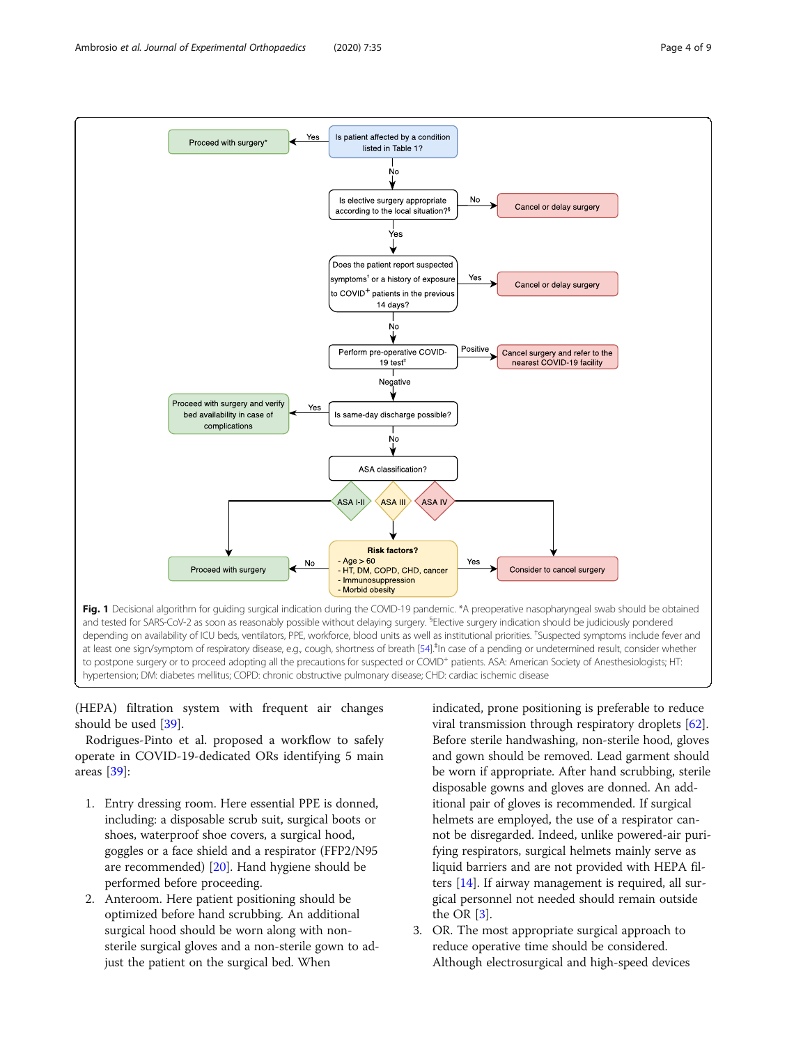Fig. 1 Decisional algorithm for guiding surgical indication during the COVID-19 pandemic. *A preoperative nasopharyngeal swab should be obtained and tested for SARS-CoV-2 as soon as reasonably possible without delaying surgery. §Elective surgery indication should be judiciously pondered depending on availability of ICU beds, ventilators, PPE, workforce, blood units as well as institutional priorities. †Suspected symptoms include fever and at least one sign/symptom of respiratory disease, e.g., cough, shortness of breath [54]. ‡In case of a pending or undetermined result, consider whether to postpone surgery or to proceed adopting all the precautions for suspected or COVID+ patients. ASA: American Society of Anesthesiologists; HT: hypertension; DM: diabetes mellitus; COPD: chronic obstructive pulmonary disease; CHD: cardiac ischemic disease

(HEPA) filtration system with frequent air changes should be used [39].

Rodrigues-Pinto et al. proposed a workflow to safely operate in COVID-19-dedicated ORs identifying 5 main areas [39]:

1. Entry dressing room. Here essential PPE is donned, including: a disposable scrub suit, surgical boots or shoes, waterproof shoe covers, a surgical hood, goggles or a face shield and a respirator (FFP2/N95 are recommended) [20]. Hand hygiene should be performed before proceeding.
2. Anteroom. Here patient positioning should be optimized before hand scrubbing. An additional surgical hood should be worn along with non-sterile surgical gloves and a non-sterile gown to adjust the patient on the surgical bed. When indicated, prone positioning is preferable to reduce viral transmission through respiratory droplets [62]. Before sterile handwashing, non-sterile hood, gloves and gown should be removed. Lead garment should be worn if appropriate. After hand scrubbing, sterile disposable gowns and gloves are donned. An additional pair of gloves is recommended. If surgical helmets are employed, the use of a respirator cannot be disregarded. Indeed, unlike powered-air purifying respirators, surgical helmets mainly serve as liquid barriers and are not provided with HEPA filters [14]. If airway management is required, all surgical personnel not needed should remain outside the OR [3].
3. OR. The most appropriate surgical approach to reduce operative time should be considered. Although electrosurgical and high-speed devices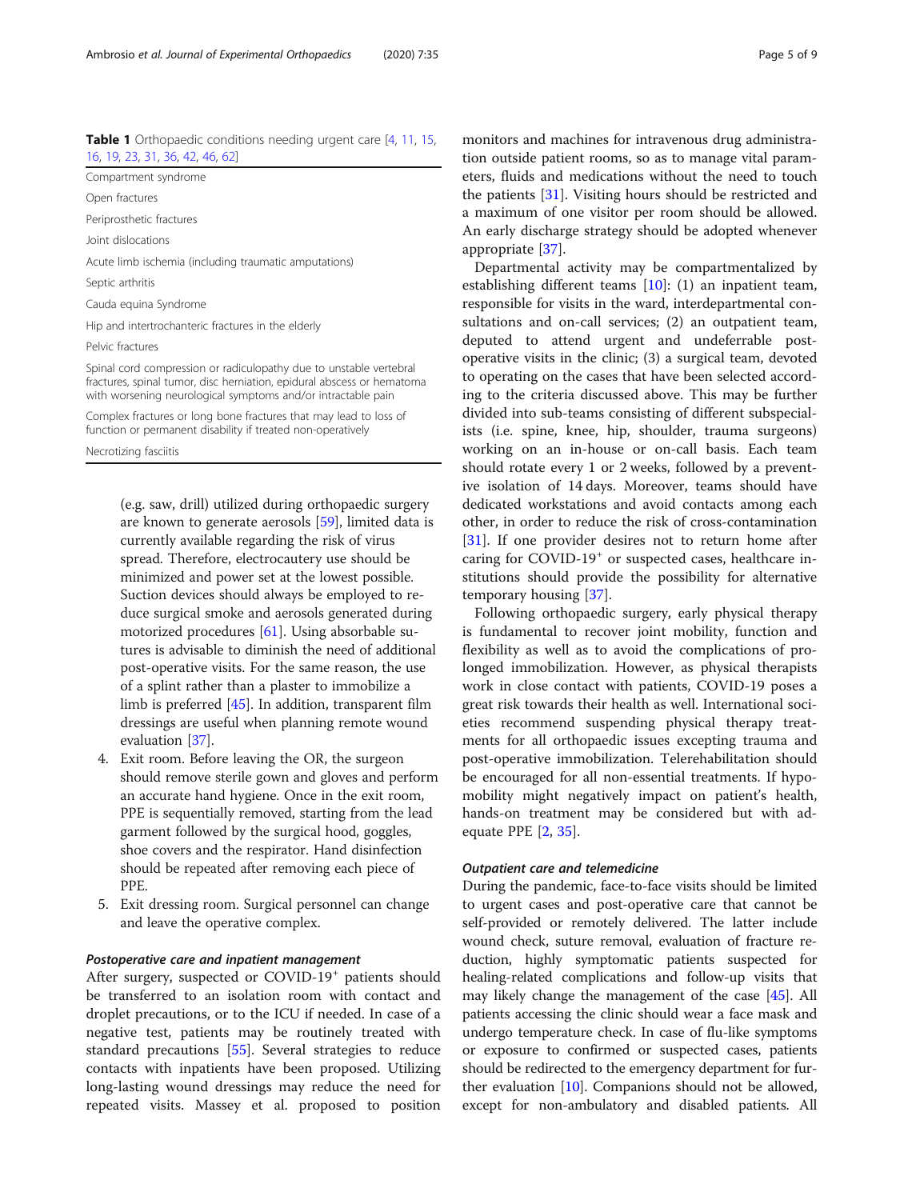**Table 1** Orthopaedic conditions needing urgent care [4, 11, 15, 16, 19, 23, 31, 36, 42, 46, 62]

| |
|---|
| Compartment syndrome |
| Open fractures |
| Periprosthetic fractures |
| Joint dislocations |
| Acute limb ischemia (including traumatic amputations) |
| Septic arthritis |
| Cauda equina Syndrome |
| Hip and intertrochanteric fractures in the elderly |
| Pelvic fractures |
| Spinal cord compression or radiculopathy due to unstable vertebral fractures, spinal tumor, disc herniation, epidural abscess or hematoma with worsening neurological symptoms and/or intractable pain |
| Complex fractures or long bone fractures that may lead to loss of function or permanent disability if treated non-operatively |
| Necrotizing fasciitis |

(e.g. saw, drill) utilized during orthopaedic surgery are known to generate aerosols [59], limited data is currently available regarding the risk of virus spread. Therefore, electrocautery use should be minimized and power set at the lowest possible. Suction devices should always be employed to reduce surgical smoke and aerosols generated during motorized procedures [61]. Using absorbable sutures is advisable to diminish the need of additional post-operative visits. For the same reason, the use of a splint rather than a plaster to immobilize a limb is preferred [45]. In addition, transparent film dressings are useful when planning remote wound evaluation [37].

4. Exit room. Before leaving the OR, the surgeon should remove sterile gown and gloves and perform an accurate hand hygiene. Once in the exit room, PPE is sequentially removed, starting from the lead garment followed by the surgical hood, goggles, shoe covers and the respirator. Hand disinfection should be repeated after removing each piece of PPE.
5. Exit dressing room. Surgical personnel can change and leave the operative complex.

#### *Postoperative care and inpatient management*

After surgery, suspected or COVID-19$^+$ patients should be transferred to an isolation room with contact and droplet precautions, or to the ICU if needed. In case of a negative test, patients may be routinely treated with standard precautions [55]. Several strategies to reduce contacts with inpatients have been proposed. Utilizing long-lasting wound dressings may reduce the need for repeated visits. Massey et al. proposed to position monitors and machines for intravenous drug administration outside patient rooms, so as to manage vital parameters, fluids and medications without the need to touch the patients [31]. Visiting hours should be restricted and a maximum of one visitor per room should be allowed. An early discharge strategy should be adopted whenever appropriate [37].

Departmental activity may be compartmentalized by establishing different teams [10]: (1) an inpatient team, responsible for visits in the ward, interdepartmental consultations and on-call services; (2) an outpatient team, deputed to attend urgent and undeferrable post-operative visits in the clinic; (3) a surgical team, devoted to operating on the cases that have been selected according to the criteria discussed above. This may be further divided into sub-teams consisting of different subspecialists (i.e. spine, knee, hip, shoulder, trauma surgeons) working on an in-house or on-call basis. Each team should rotate every 1 or 2 weeks, followed by a preventive isolation of 14 days. Moreover, teams should have dedicated workstations and avoid contacts among each other, in order to reduce the risk of cross-contamination [31]. If one provider desires not to return home after caring for COVID-19$^+$ or suspected cases, healthcare institutions should provide the possibility for alternative temporary housing [37].

Following orthopaedic surgery, early physical therapy is fundamental to recover joint mobility, function and flexibility as well as to avoid the complications of prolonged immobilization. However, as physical therapists work in close contact with patients, COVID-19 poses a great risk towards their health as well. International societies recommend suspending physical therapy treatments for all orthopaedic issues excepting trauma and post-operative immobilization. Telerehabilitation should be encouraged for all non-essential treatments. If hypomobility might negatively impact on patient's health, hands-on treatment may be considered but with adequate PPE [2, 35].

#### *Outpatient care and telemedicine*

During the pandemic, face-to-face visits should be limited to urgent cases and post-operative care that cannot be self-provided or remotely delivered. The latter include wound check, suture removal, evaluation of fracture reduction, highly symptomatic patients suspected for healing-related complications and follow-up visits that may likely change the management of the case [45]. All patients accessing the clinic should wear a face mask and undergo temperature check. In case of flu-like symptoms or exposure to confirmed or suspected cases, patients should be redirected to the emergency department for further evaluation [10]. Companions should not be allowed, except for non-ambulatory and disabled patients. All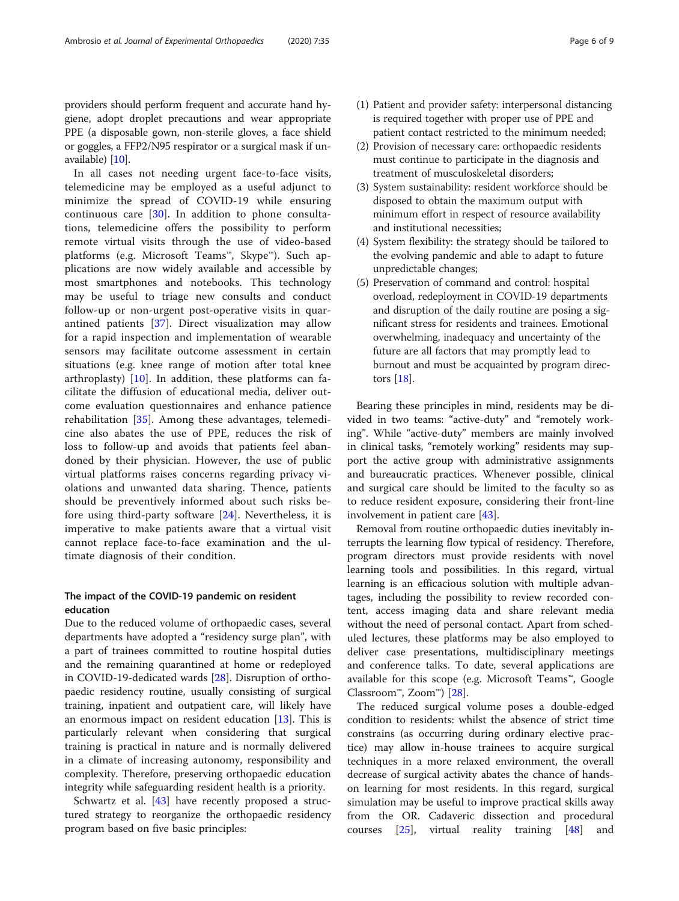providers should perform frequent and accurate hand hygiene, adopt droplet precautions and wear appropriate PPE (a disposable gown, non-sterile gloves, a face shield or goggles, a FFP2/N95 respirator or a surgical mask if unavailable) [10].

In all cases not needing urgent face-to-face visits, telemedicine may be employed as a useful adjunct to minimize the spread of COVID-19 while ensuring continuous care [30]. In addition to phone consultations, telemedicine offers the possibility to perform remote virtual visits through the use of video-based platforms (e.g. Microsoft Teams™, Skype™). Such applications are now widely available and accessible by most smartphones and notebooks. This technology may be useful to triage new consults and conduct follow-up or non-urgent post-operative visits in quarantined patients [37]. Direct visualization may allow for a rapid inspection and implementation of wearable sensors may facilitate outcome assessment in certain situations (e.g. knee range of motion after total knee arthroplasty) [10]. In addition, these platforms can facilitate the diffusion of educational media, deliver outcome evaluation questionnaires and enhance patience rehabilitation [35]. Among these advantages, telemedicine also abates the use of PPE, reduces the risk of loss to follow-up and avoids that patients feel abandoned by their physician. However, the use of public virtual platforms raises concerns regarding privacy violations and unwanted data sharing. Thence, patients should be preventively informed about such risks before using third-party software [24]. Nevertheless, it is imperative to make patients aware that a virtual visit cannot replace face-to-face examination and the ultimate diagnosis of their condition.

### The impact of the COVID-19 pandemic on resident education

Due to the reduced volume of orthopaedic cases, several departments have adopted a "residency surge plan", with a part of trainees committed to routine hospital duties and the remaining quarantined at home or redeployed in COVID-19-dedicated wards [28]. Disruption of orthopaedic residency routine, usually consisting of surgical training, inpatient and outpatient care, will likely have an enormous impact on resident education [13]. This is particularly relevant when considering that surgical training is practical in nature and is normally delivered in a climate of increasing autonomy, responsibility and complexity. Therefore, preserving orthopaedic education integrity while safeguarding resident health is a priority.

Schwartz et al. [43] have recently proposed a structured strategy to reorganize the orthopaedic residency program based on five basic principles:

(1) Patient and provider safety: interpersonal distancing is required together with proper use of PPE and patient contact restricted to the minimum needed;
(2) Provision of necessary care: orthopaedic residents must continue to participate in the diagnosis and treatment of musculoskeletal disorders;
(3) System sustainability: resident workforce should be disposed to obtain the maximum output with minimum effort in respect of resource availability and institutional necessities;
(4) System flexibility: the strategy should be tailored to the evolving pandemic and able to adapt to future unpredictable changes;
(5) Preservation of command and control: hospital overload, redeployment in COVID-19 departments and disruption of the daily routine are posing a significant stress for residents and trainees. Emotional overwhelming, inadequacy and uncertainty of the future are all factors that may promptly lead to burnout and must be acquainted by program directors [18].

Bearing these principles in mind, residents may be divided in two teams: "active-duty" and "remotely working". While "active-duty" members are mainly involved in clinical tasks, "remotely working" residents may support the active group with administrative assignments and bureaucratic practices. Whenever possible, clinical and surgical care should be limited to the faculty so as to reduce resident exposure, considering their front-line involvement in patient care [43].

Removal from routine orthopaedic duties inevitably interrupts the learning flow typical of residency. Therefore, program directors must provide residents with novel learning tools and possibilities. In this regard, virtual learning is an efficacious solution with multiple advantages, including the possibility to review recorded content, access imaging data and share relevant media without the need of personal contact. Apart from scheduled lectures, these platforms may be also employed to deliver case presentations, multidisciplinary meetings and conference talks. To date, several applications are available for this scope (e.g. Microsoft Teams™, Google Classroom™, Zoom™) [28].

The reduced surgical volume poses a double-edged condition to residents: whilst the absence of strict time constrains (as occurring during ordinary elective practice) may allow in-house trainees to acquire surgical techniques in a more relaxed environment, the overall decrease of surgical activity abates the chance of hands-on learning for most residents. In this regard, surgical simulation may be useful to improve practical skills away from the OR. Cadaveric dissection and procedural courses [25], virtual reality training [48] and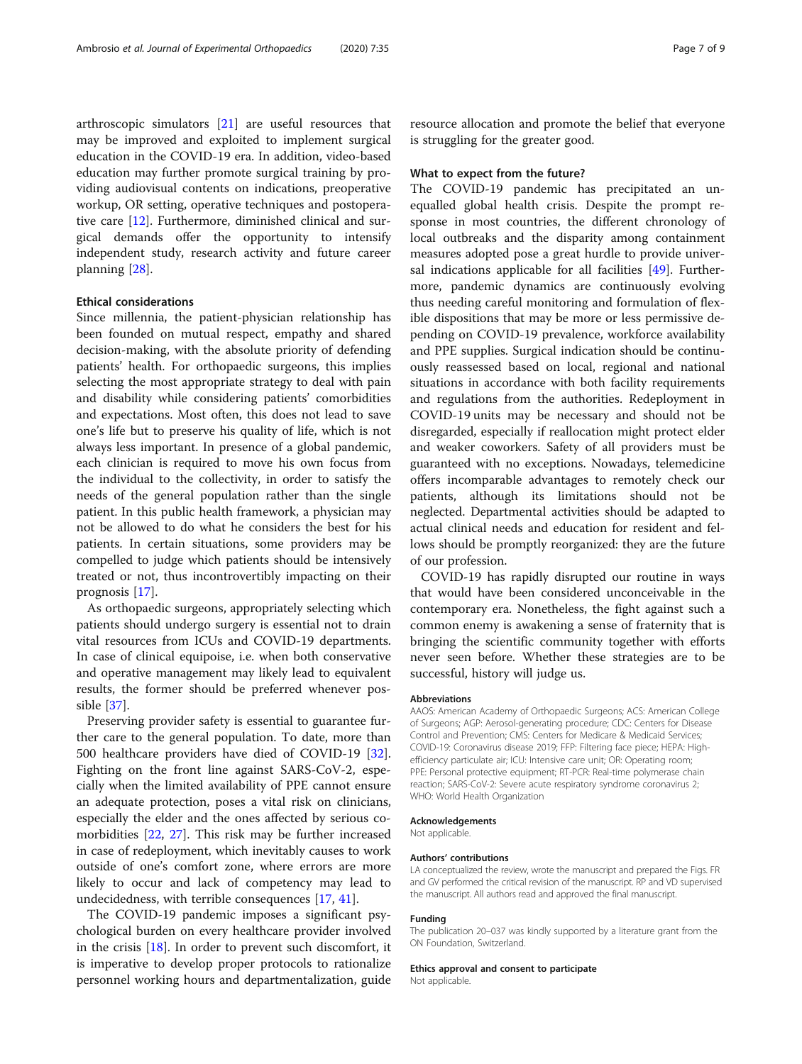arthroscopic simulators [21] are useful resources that may be improved and exploited to implement surgical education in the COVID-19 era. In addition, video-based education may further promote surgical training by providing audiovisual contents on indications, preoperative workup, OR setting, operative techniques and postoperative care [12]. Furthermore, diminished clinical and surgical demands offer the opportunity to intensify independent study, research activity and future career planning [28].

### Ethical considerations

Since millennia, the patient-physician relationship has been founded on mutual respect, empathy and shared decision-making, with the absolute priority of defending patients' health. For orthopaedic surgeons, this implies selecting the most appropriate strategy to deal with pain and disability while considering patients' comorbidities and expectations. Most often, this does not lead to save one's life but to preserve his quality of life, which is not always less important. In presence of a global pandemic, each clinician is required to move his own focus from the individual to the collectivity, in order to satisfy the needs of the general population rather than the single patient. In this public health framework, a physician may not be allowed to do what he considers the best for his patients. In certain situations, some providers may be compelled to judge which patients should be intensively treated or not, thus incontrovertibly impacting on their prognosis [17].

As orthopaedic surgeons, appropriately selecting which patients should undergo surgery is essential not to drain vital resources from ICUs and COVID-19 departments. In case of clinical equipoise, i.e. when both conservative and operative management may likely lead to equivalent results, the former should be preferred whenever possible [37].

Preserving provider safety is essential to guarantee further care to the general population. To date, more than 500 healthcare providers have died of COVID-19 [32]. Fighting on the front line against SARS-CoV-2, especially when the limited availability of PPE cannot ensure an adequate protection, poses a vital risk on clinicians, especially the elder and the ones affected by serious comorbidities [22, 27]. This risk may be further increased in case of redeployment, which inevitably causes to work outside of one's comfort zone, where errors are more likely to occur and lack of competency may lead to undecidedness, with terrible consequences [17, 41].

The COVID-19 pandemic imposes a significant psychological burden on every healthcare provider involved in the crisis [18]. In order to prevent such discomfort, it is imperative to develop proper protocols to rationalize personnel working hours and departmentalization, guide resource allocation and promote the belief that everyone is struggling for the greater good.

### What to expect from the future?

The COVID-19 pandemic has precipitated an unequalled global health crisis. Despite the prompt response in most countries, the different chronology of local outbreaks and the disparity among containment measures adopted pose a great hurdle to provide universal indications applicable for all facilities [49]. Furthermore, pandemic dynamics are continuously evolving thus needing careful monitoring and formulation of flexible dispositions that may be more or less permissive depending on COVID-19 prevalence, workforce availability and PPE supplies. Surgical indication should be continuously reassessed based on local, regional and national situations in accordance with both facility requirements and regulations from the authorities. Redeployment in COVID-19 units may be necessary and should not be disregarded, especially if reallocation might protect elder and weaker coworkers. Safety of all providers must be guaranteed with no exceptions. Nowadays, telemedicine offers incomparable advantages to remotely check our patients, although its limitations should not be neglected. Departmental activities should be adapted to actual clinical needs and education for resident and fellows should be promptly reorganized: they are the future of our profession.

COVID-19 has rapidly disrupted our routine in ways that would have been considered unconceivable in the contemporary era. Nonetheless, the fight against such a common enemy is awakening a sense of fraternity that is bringing the scientific community together with efforts never seen before. Whether these strategies are to be successful, history will judge us.

#### Abbreviations

AAOS: American Academy of Orthopaedic Surgeons; ACS: American College of Surgeons; AGP: Aerosol-generating procedure; CDC: Centers for Disease Control and Prevention; CMS: Centers for Medicare & Medicaid Services; COVID-19: Coronavirus disease 2019; FFP: Filtering face piece; HEPA: High-efficiency particulate air; ICU: Intensive care unit; OR: Operating room; PPE: Personal protective equipment; RT-PCR: Real-time polymerase chain reaction; SARS-CoV-2: Severe acute respiratory syndrome coronavirus 2; WHO: World Health Organization

#### Acknowledgements

Not applicable.

#### Authors' contributions

LA conceptualized the review, wrote the manuscript and prepared the Figs. FR and GV performed the critical revision of the manuscript. RP and VD supervised the manuscript. All authors read and approved the final manuscript.

#### Funding

The publication 20–037 was kindly supported by a literature grant from the ON Foundation, Switzerland.

#### Ethics approval and consent to participate

Not applicable.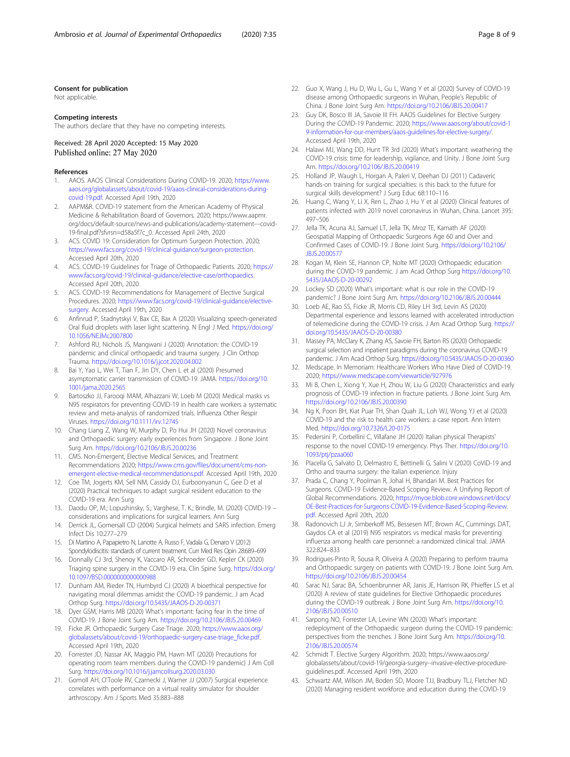## Consent for publication

Not applicable.

## Competing interests

The authors declare that they have no competing interests.

Received: 28 April 2020 Accepted: 15 May 2020
Published online: 27 May 2020

## References

1. AAOS. AAOS Clinical Considerations During COVID-19. 2020; https://www.aaos.org/globalassets/about/covid-19/aaos-clinical-considerations-during-covid-19.pdf. Accessed April 19th, 2020
2. AAPM&R. COVID-19 statement from the American Academy of Physical Medicine & Rehabilitation Board of Governors. 2020; https://www.aapmr.org/docs/default-source/news-and-publications/academy-statement---covid-19-final.pdf?sfvrsn=d58a5f7c_0. Accessed April 24th, 2020
3. ACS. COVID 19: Consideration for Optimum Surgeon Protection. 2020; https://www.facs.org/covid-19/clinical-guidance/surgeon-protection. Accessed April 20th, 2020
4. ACS. COVID-19 Guidelines for Triage of Orthopaedic Patients. 2020; https://www.facs.org/covid-19/clinical-guidance/elective-case/orthopaedics. Accessed April 20th, 2020
5. ACS. COVID-19: Recommendations for Management of Elective Surgical Procedures. 2020; https://www.facs.org/covid-19/clinical-guidance/elective-surgery. Accessed April 19th, 2020
6. Anfinrud P, Stadnytskyi V, Bax CE, Bax A (2020) Visualizing speech-generated Oral fluid droplets with laser light scattering. N Engl J Med. https://doi.org/10.1056/NEJMc2007800
7. Ashford RU, Nichols JS, Mangwani J (2020) Annotation: the COVID-19 pandemic and clinical orthopaedic and trauma surgery. J Clin Orthop Trauma. https://doi.org/10.1016/j.jcot.2020.04.002
8. Bai Y, Yao L, Wei T, Tian F, Jin DY, Chen L et al (2020) Presumed asymptomatic carrier transmission of COVID-19. JAMA. https://doi.org/10.1001/jama.2020.2565
9. Bartoszko JJ, Farooqi MAM, Alhazzani W, Loeb M (2020) Medical masks vs N95 respirators for preventing COVID-19 in health care workers a systematic review and meta-analysis of randomized trials. Influenza Other Respir Viruses. https://doi.org/10.1111/irv.12745
10. Chang Liang Z, Wang W, Murphy D, Po Hui JH (2020) Novel coronavirus and Orthopaedic surgery: early experiences from Singapore. J Bone Joint Surg Am. https://doi.org/10.2106/JBJS.20.00236
11. CMS. Non-Emergent, Elective Medical Services, and Treatment Recommendations 2020; https://www.cms.gov/files/document/cms-non-emergent-elective-medical-recommendations.pdf. Accessed April 19th, 2020
12. Coe TM, Jogerts KM, Sell NM, Cassidy DJ, Eurboonyanun C, Gee D et al (2020) Practical techniques to adapt surgical resident education to the COVID-19 era. Ann Surg
13. Daodu OP, M.; Lopushinsky, S.; Varghese, T. K.; Brindle, M. (2020) COVID-19 – considerations and implications for surgical learners. Ann Surg
14. Derrick JL, Gomersall CD (2004) Surgical helmets and SARS infection. Emerg Infect Dis 10:277–279
15. Di Martino A, Papapietro N, Lanotte A, Russo F, Vadalà G, Denaro V (2012) Spondylodiscitis: standards of current treatment. Curr Med Res Opin 28:689–699
16. Donnally CJ 3rd, Shenoy K, Vaccaro AR, Schroeder GD, Kepler CK (2020) Triaging spine surgery in the COVID-19 era. Clin Spine Surg. https://doi.org/10.1097/BSD.0000000000000988
17. Dunham AM, Rieder TN, Humbyrd CJ (2020) A bioethical perspective for navigating moral dilemmas amidst the COVID-19 pandemic. J am Acad Orthop Surg. https://doi.org/10.5435/JAAOS-D-20-00371
18. Dyer GSM, Harris MB (2020) What's important: facing fear in the time of COVID-19. J Bone Joint Surg Am. https://doi.org/10.2106/JBJS.20.00469
19. Ficke JR. Orthopaedic Surgery Case Triage. 2020; https://www.aaos.org/globalassets/about/covid-19/orthopaedic-surgery-case-triage_ficke.pdf. Accessed April 19th, 2020
20. Forrester JD, Nassar AK, Maggio PM, Hawn MT (2020) Precautions for operating room team members during the COVID-19 pandemic) J Am Coll Surg. https://doi.org/10.1016/j.jamcollsurg.2020.03.030
21. Gomoll AH, O'Toole RV, Czarnecki J, Warner JJ (2007) Surgical experience correlates with performance on a virtual reality simulator for shoulder arthroscopy. Am J Sports Med 35:883–888
22. Guo X, Wang J, Hu D, Wu L, Gu L, Wang Y et al (2020) Survey of COVID-19 disease among Orthopaedic surgeons in Wuhan, People's Republic of China. J Bone Joint Surg Am. https://doi.org/10.2106/JBJS.20.00417
23. Guy DK, Bosco III JA, Savoie III FH. AAOS Guidelines for Elective Surgery During the COVID-19 Pandemic. 2020; https://www.aaos.org/about/covid-19-information-for-our-members/aaos-guidelines-for-elective-surgery/. Accessed April 19th, 2020
24. Halawi MJ, Wang DD, Hunt TR 3rd (2020) What's important: weathering the COVID-19 crisis: time for leadership, vigilance, and Unity. J Bone Joint Surg Am. https://doi.org/10.2106/JBJS.20.00419
25. Holland JP, Waugh L, Horgan A, Paleri V, Deehan DJ (2011) Cadaveric hands-on training for surgical specialties: is this back to the future for surgical skills development? J Surg Educ 68:110–116
26. Huang C, Wang Y, Li X, Ren L, Zhao J, Hu Y et al (2020) Clinical features of patients infected with 2019 novel coronavirus in Wuhan, China. Lancet 395: 497–506
27. Jella TK, Acuna AJ, Samuel LT, Jella TK, Mroz TE, Kamath AF (2020) Geospatial Mapping of Orthopaedic Surgeons Age 60 and Over and Confirmed Cases of COVID-19. J Bone Joint Surg. https://doi.org/10.2106/JBJS.20.00577
28. Kogan M, Klein SE, Hannon CP, Nolte MT (2020) Orthopaedic education during the COVID-19 pandemic. J am Acad Orthop Surg https://doi.org/10.5435/JAAOS-D-20-00292
29. Lockey SD (2020) What's important: what is our role in the COVID-19 pandemic? J Bone Joint Surg Am. https://doi.org/10.2106/JBJS.20.00444
30. Loeb AE, Rao SS, Ficke JR, Morris CD, Riley LH 3rd, Levin AS (2020) Departmental experience and lessons learned with accelerated introduction of telemedicine during the COVID-19 crisis. J Am Acad Orthop Surg. https://doi.org/10.5435/JAAOS-D-20-00380
31. Massey PA, McClary K, Zhang AS, Savoie FH, Barton RS (2020) Orthopaedic surgical selection and inpatient paradigms during the coronavirus COVID-19 pandemic. J Am Acad Orthop Surg. https://doi.org/10.5435/JAAOS-D-20-00360
32. Medscape. In Memoriam: Healthcare Workers Who Have Died of COVID-19. 2020; https://www.medscape.com/viewarticle/927976
33. Mi B, Chen L, Xiong Y, Xue H, Zhou W, Liu G (2020) Characteristics and early prognosis of COVID-19 infection in fracture patients. J Bone Joint Surg Am. https://doi.org/10.2106/JBJS.20.00390
34. Ng K, Poon BH, Kiat Puar TH, Shan Quah JL, Loh WJ, Wong YJ et al (2020) COVID-19 and the risk to health care workers: a case report. Ann Intern Med. https://doi.org/10.7326/L20-0175
35. Pedersini P, Corbellini C, Villafane JH (2020) Italian physical Therapists' response to the novel COVID-19 emergency. Phys Ther. https://doi.org/10.1093/ptj/pzaa060
36. Placella G, Salvato D, Delmastro E, Bettinelli G, Salini V (2020) CoViD-19 and Ortho and trauma surgery: the Italian experience. Injury
37. Prada C, Chang Y, Poolman R, Johal H, Bhandari M. Best Practices for Surgeons. COVID-19 Evidence-Based Scoping Review. A Unifying Report of Global Recommendations. 2020; https://myoe.blob.core.windows.net/docs/OE-Best-Practices-for-Surgeons-COVID-19-Evidence-Based-Scoping-Review.pdf. Accessed April 20th, 2020
38. Radonovich LJ Jr, Simberkoff MS, Bessesen MT, Brown AC, Cummings DAT, Gaydos CA et al (2019) N95 respirators vs medical masks for preventing influenza among health care personnel: a randomized clinical trial. JAMA 322:824–833
39. Rodrigues-Pinto R, Sousa R, Oliveira A (2020) Preparing to perform trauma and Orthopaedic surgery on patients with COVID-19. J Bone Joint Surg Am. https://doi.org/10.2106/JBJS.20.00454
40. Sarac NJ, Sarac BA, Schoenbrunner AR, Janis JE, Harrison RK, Phieffer LS et al (2020) A review of state guidelines for Elective Orthopaedic procedures during the COVID-19 outbreak. J Bone Joint Surg Am. https://doi.org/10.2106/JBJS.20.00510
41. Sarpong NO, Forrester LA, Levine WN (2020) What's important: redeployment of the Orthopaedic surgeon during the COVID-19 pandemic: perspectives from the trenches. J Bone Joint Surg Am. https://doi.org/10.2106/JBJS.20.00574
42. Schmidt T. Elective Surgery Algorithm. 2020; https://www.aaos.org/globalassets/about/covid-19/georgia-surgery--invasive-elective-procedure-guidelines.pdf. Accessed April 19th, 2020
43. Schwartz AM, Wilson JM, Boden SD, Moore TJJ, Bradbury TLJ, Fletcher ND (2020) Managing resident workforce and education during the COVID-19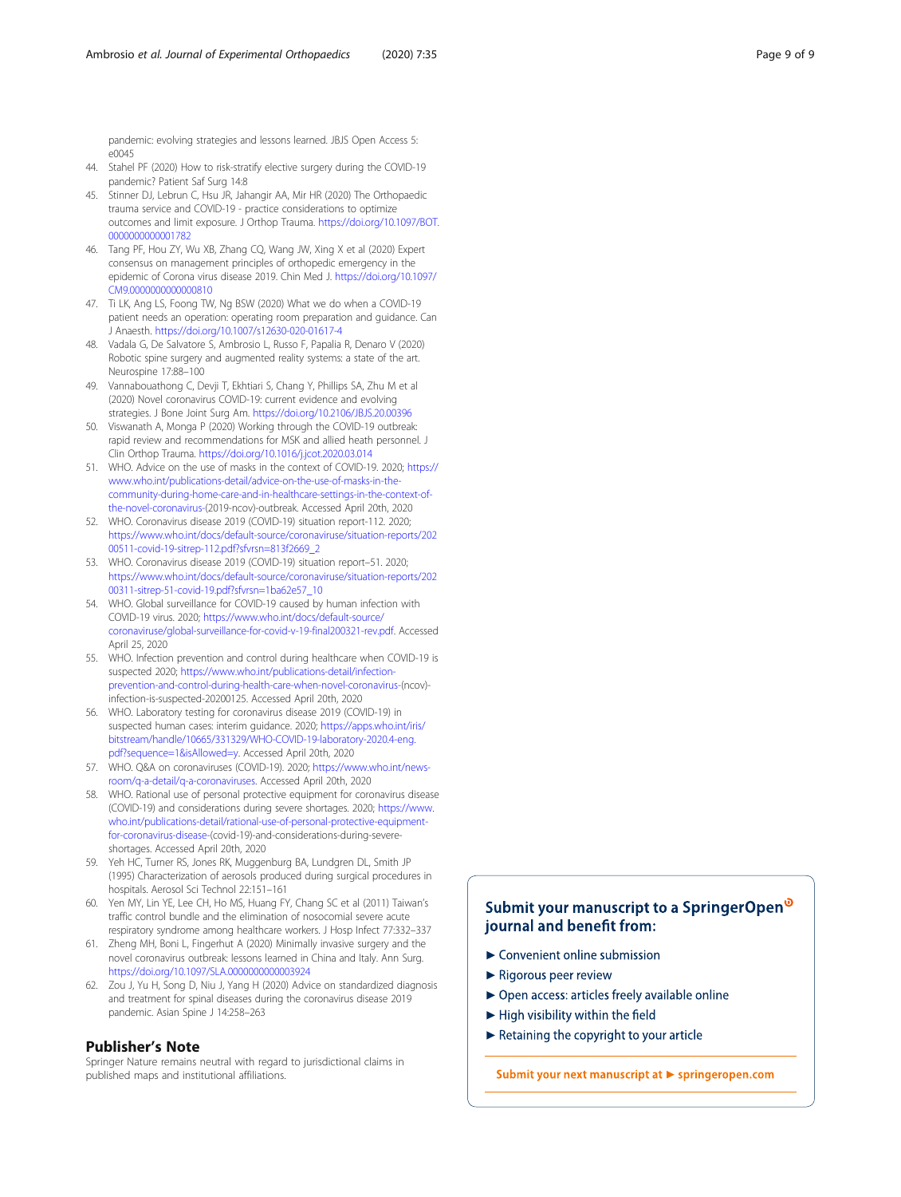pandemic: evolving strategies and lessons learned. JBJS Open Access 5: e0045

44. Stahel PF (2020) How to risk-stratify elective surgery during the COVID-19 pandemic? Patient Saf Surg 14:8
45. Stinner DJ, Lebrun C, Hsu JR, Jahangir AA, Mir HR (2020) The Orthopaedic trauma service and COVID-19 - practice considerations to optimize outcomes and limit exposure. J Orthop Trauma. https://doi.org/10.1097/BOT.0000000000001782
46. Tang PF, Hou ZY, Wu XB, Zhang CQ, Wang JW, Xing X et al (2020) Expert consensus on management principles of orthopedic emergency in the epidemic of Corona virus disease 2019. Chin Med J. https://doi.org/10.1097/CM9.0000000000000810
47. Ti LK, Ang LS, Foong TW, Ng BSW (2020) What we do when a COVID-19 patient needs an operation: operating room preparation and guidance. Can J Anaesth. https://doi.org/10.1007/s12630-020-01617-4
48. Vadala G, De Salvatore S, Ambrosio L, Russo F, Papalia R, Denaro V (2020) Robotic spine surgery and augmented reality systems: a state of the art. Neurospine 17:88–100
49. Vannabouathong C, Devji T, Ekhtiari S, Chang Y, Phillips SA, Zhu M et al (2020) Novel coronavirus COVID-19: current evidence and evolving strategies. J Bone Joint Surg Am. https://doi.org/10.2106/JBJS.20.00396
50. Viswanath A, Monga P (2020) Working through the COVID-19 outbreak: rapid review and recommendations for MSK and allied heath personnel. J Clin Orthop Trauma. https://doi.org/10.1016/j.jcot.2020.03.014
51. WHO. Advice on the use of masks in the context of COVID-19. 2020; https://www.who.int/publications-detail/advice-on-the-use-of-masks-in-the-community-during-home-care-and-in-healthcare-settings-in-the-context-of-the-novel-coronavirus-(2019-ncov)-outbreak. Accessed April 20th, 2020
52. WHO. Coronavirus disease 2019 (COVID-19) situation report-112. 2020; https://www.who.int/docs/default-source/coronaviruse/situation-reports/20200511-covid-19-sitrep-112.pdf?sfvrsn=813f2669_2
53. WHO. Coronavirus disease 2019 (COVID-19) situation report–51. 2020; https://www.who.int/docs/default-source/coronaviruse/situation-reports/20200311-sitrep-51-covid-19.pdf?sfvrsn=1ba62e57_10
54. WHO. Global surveillance for COVID-19 caused by human infection with COVID-19 virus. 2020; https://www.who.int/docs/default-source/coronaviruse/global-surveillance-for-covid-v-19-final200321-rev.pdf. Accessed April 25, 2020
55. WHO. Infection prevention and control during healthcare when COVID-19 is suspected 2020; https://www.who.int/publications-detail/infection-prevention-and-control-during-health-care-when-novel-coronavirus-(ncov)-infection-is-suspected-20200125. Accessed April 20th, 2020
56. WHO. Laboratory testing for coronavirus disease 2019 (COVID-19) in suspected human cases: interim guidance. 2020; https://apps.who.int/iris/bitstream/handle/10665/331329/WHO-COVID-19-laboratory-2020.4-eng.pdf?sequence=1&isAllowed=y. Accessed April 20th, 2020
57. WHO. Q&A on coronaviruses (COVID-19). 2020; https://www.who.int/news-room/q-a-detail/q-a-coronaviruses. Accessed April 20th, 2020
58. WHO. Rational use of personal protective equipment for coronavirus disease (COVID-19) and considerations during severe shortages. 2020; https://www.who.int/publications-detail/rational-use-of-personal-protective-equipment-for-coronavirus-disease-(covid-19)-and-considerations-during-severe-shortages. Accessed April 20th, 2020
59. Yeh HC, Turner RS, Jones RK, Muggenburg BA, Lundgren DL, Smith JP (1995) Characterization of aerosols produced during surgical procedures in hospitals. Aerosol Sci Technol 22:151–161
60. Yen MY, Lin YE, Lee CH, Ho MS, Huang FY, Chang SC et al (2011) Taiwan's traffic control bundle and the elimination of nosocomial severe acute respiratory syndrome among healthcare workers. J Hosp Infect 77:332–337
61. Zheng MH, Boni L, Fingerhut A (2020) Minimally invasive surgery and the novel coronavirus outbreak: lessons learned in China and Italy. Ann Surg. https://doi.org/10.1097/SLA.0000000000003924
62. Zou J, Yu H, Song D, Niu J, Yang H (2020) Advice on standardized diagnosis and treatment for spinal diseases during the coronavirus disease 2019 pandemic. Asian Spine J 14:258–263

## Publisher's Note

Springer Nature remains neutral with regard to jurisdictional claims in published maps and institutional affiliations.

**Submit your manuscript to a SpringerOpen journal and benefit from:**

- Convenient online submission
- Rigorous peer review
- Open access: articles freely available online
- High visibility within the field
- Retaining the copyright to your article

**Submit your next manuscript at ▶ springeropen.com**